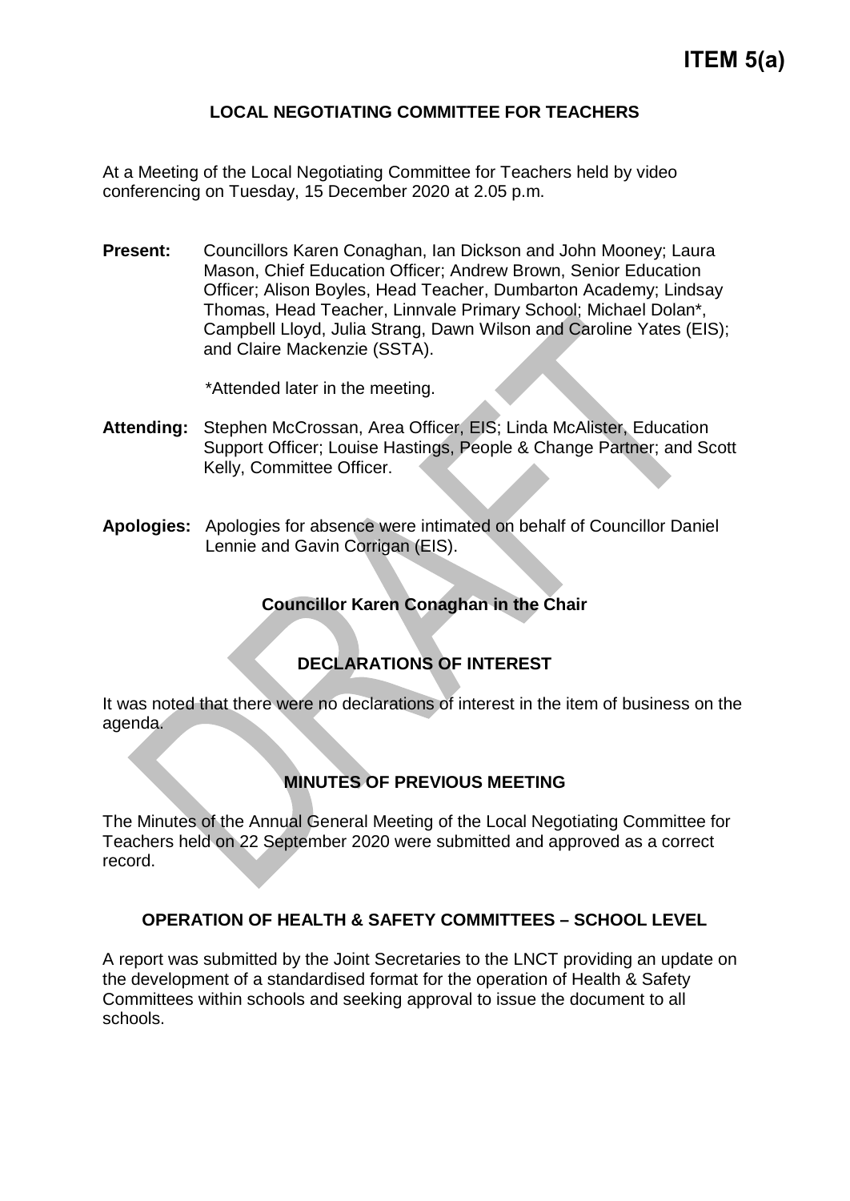**ITEM 5(a)**

# LOCAL NEGOTIATING COMMITTEE FOR TEACHERS

At a Meeting of the Local Negotiating Committee for Teachers held by video conferencing on Tuesday, 15 December 2020 at 2.05 p.m.

**Present:** Councillors Karen Conaghan, Ian Dickson and John Mooney; Laura Mason, Chief Education Officer; Andrew Brown, Senior Education Officer; Alison Boyles, Head Teacher, Dumbarton Academy; Lindsay Thomas, Head Teacher, Linnvale Primary School; Michael Dolan*, Campbell Lloyd, Julia Strang, Dawn Wilson and Caroline Yates (EIS); and Claire Mackenzie (SSTA).

*Attended later in the meeting.

**Attending:** Stephen McCrossan, Area Officer, EIS; Linda McAlister, Education Support Officer; Louise Hastings, People & Change Partner; and Scott Kelly, Committee Officer.

**Apologies:** Apologies for absence were intimated on behalf of Councillor Daniel Lennie and Gavin Corrigan (EIS).

**Councillor Karen Conaghan in the Chair**

## DECLARATIONS OF INTEREST

It was noted that there were no declarations of interest in the item of business on the agenda.

## MINUTES OF PREVIOUS MEETING

The Minutes of the Annual General Meeting of the Local Negotiating Committee for Teachers held on 22 September 2020 were submitted and approved as a correct record.

## OPERATION OF HEALTH & SAFETY COMMITTEES – SCHOOL LEVEL

A report was submitted by the Joint Secretaries to the LNCT providing an update on the development of a standardised format for the operation of Health & Safety Committees within schools and seeking approval to issue the document to all schools.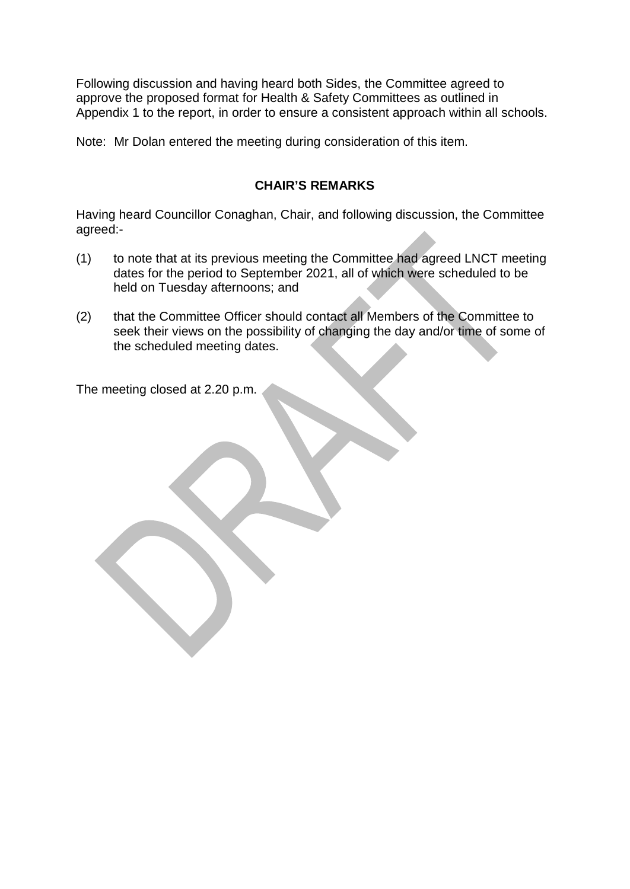Following discussion and having heard both Sides, the Committee agreed to approve the proposed format for Health & Safety Committees as outlined in Appendix 1 to the report, in order to ensure a consistent approach within all schools.

Note: Mr Dolan entered the meeting during consideration of this item.

## CHAIR'S REMARKS

Having heard Councillor Conaghan, Chair, and following discussion, the Committee agreed:-

(1) to note that at its previous meeting the Committee had agreed LNCT meeting dates for the period to September 2021, all of which were scheduled to be held on Tuesday afternoons; and

(2) that the Committee Officer should contact all Members of the Committee to seek their views on the possibility of changing the day and/or time of some of the scheduled meeting dates.

The meeting closed at 2.20 p.m.